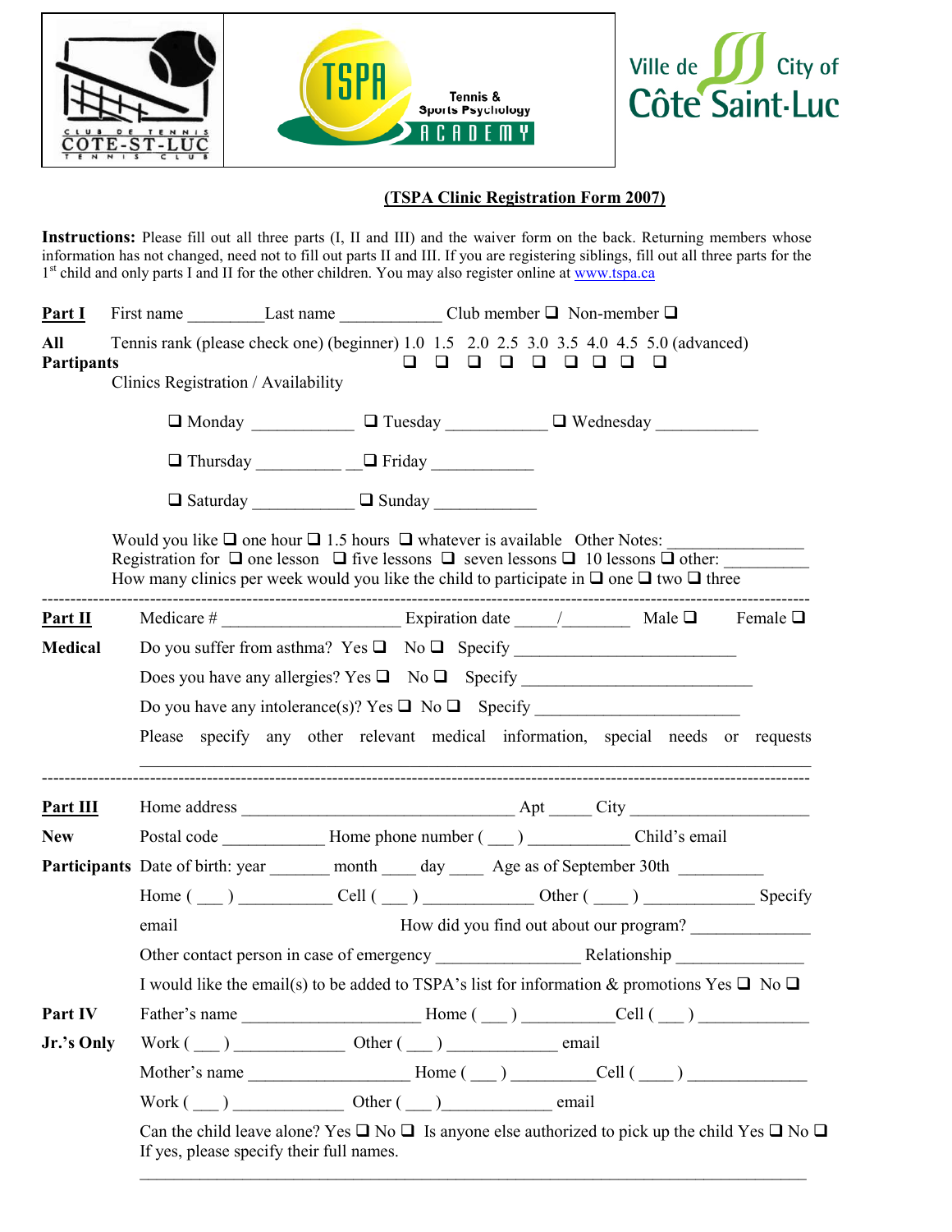CLUB DE TENNIS COTE-ST-LUC TENNIS CLUB

TSPA Tennis & Sports Psychology ACADEMY

Ville de Côte Saint-Luc City of

## (TSPA Clinic Registration Form 2007)

**Instructions:** Please fill out all three parts (I, II and III) and the waiver form on the back. Returning members whose information has not changed, need not to fill out parts II and III. If you are registering siblings, fill out all three parts for the 1st child and only parts I and II for the other children. You may also register online at www.tspa.ca

**Part I** First name _________ Last name ____________ Club member ❑ Non-member ❑

**All Partipants** Tennis rank (please check one) (beginner) 1.0 ❑ 1.5 ❑ 2.0 ❑ 2.5 ❑ 3.0 ❑ 3.5 ❑ 4.0 ❑ 4.5 ❑ 5.0 ❑ (advanced)

Clinics Registration / Availability

❑ Monday ____________ ❑ Tuesday ____________ ❑ Wednesday ____________

❑ Thursday __________ __❑ Friday ____________

❑ Saturday ____________ ❑ Sunday ____________

Would you like ❑ one hour ❑ 1.5 hours ❑ whatever is available Other Notes: ________________

Registration for ❑ one lesson ❑ five lessons ❑ seven lessons ❑ 10 lessons ❑ other: __________

How many clinics per week would you like the child to participate in ❑ one ❑ two ❑ three

---

**Part II Medical**

Medicare # ______________________ Expiration date _____/________ Male ❑ Female ❑

Do you suffer from asthma? Yes ❑ No ❑ Specify ___________________________

Does you have any allergies? Yes ❑ No ❑ Specify ____________________________

Do you have any intolerance(s)? Yes ❑ No ❑ Specify _________________________

Please specify any other relevant medical information, special needs or requests

______________________________________________________________________

---

**Part III New Participants**

Home address __________________________________ Apt _____ City ___________________

Postal code ____________ Home phone number ( ___ ) ____________ Child's email

Date of birth: year _______ month ____ day ____ Age as of September 30th __________

Home ( ___ ) ___________ Cell ( ___ ) _____________ Other ( ____ ) _____________ Specify

email How did you find out about our program? ______________

Other contact person in case of emergency _________________ Relationship _______________

I would like the email(s) to be added to TSPA's list for information & promotions Yes ❑ No ❑

**Part IV Jr.'s Only**

Father's name _____________________ Home ( ___ ) ___________Cell ( ___ ) _____________

Work ( ___ ) _____________ Other ( ___ ) _____________ email

Mother's name ___________________ Home ( ___ ) __________Cell ( ____ ) ______________

Work ( ___ ) ______________ Other ( ___ )_____________ email

Can the child leave alone? Yes ❑ No ❑ Is anyone else authorized to pick up the child Yes ❑ No ❑

If yes, please specify their full names.

______________________________________________________________________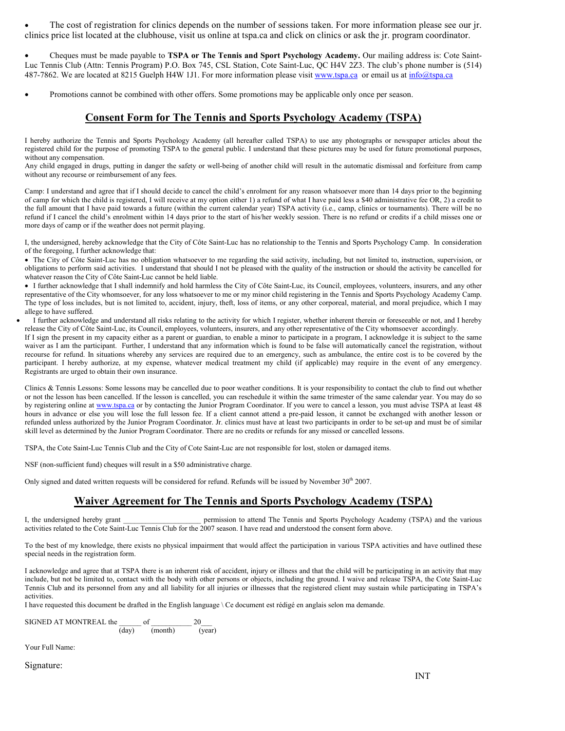- The cost of registration for clinics depends on the number of sessions taken. For more information please see our jr. clinics price list located at the clubhouse, visit us online at tspa.ca and click on clinics or ask the jr. program coordinator.

- Cheques must be made payable to **TSPA or The Tennis and Sport Psychology Academy.** Our mailing address is: Cote Saint-Luc Tennis Club (Attn: Tennis Program) P.O. Box 745, CSL Station, Cote Saint-Luc, QC H4V 2Z3. The club's phone number is (514) 487-7862. We are located at 8215 Guelph H4W 1J1. For more information please visit www.tspa.ca or email us at info@tspa.ca

- Promotions cannot be combined with other offers. Some promotions may be applicable only once per season.

## Consent Form for The Tennis and Sports Psychology Academy (TSPA)

I hereby authorize the Tennis and Sports Psychology Academy (all hereafter called TSPA) to use any photographs or newspaper articles about the registered child for the purpose of promoting TSPA to the general public. I understand that these pictures may be used for future promotional purposes, without any compensation.
Any child engaged in drugs, putting in danger the safety or well-being of another child will result in the automatic dismissal and forfeiture from camp without any recourse or reimbursement of any fees.

Camp: I understand and agree that if I should decide to cancel the child's enrolment for any reason whatsoever more than 14 days prior to the beginning of camp for which the child is registered, I will receive at my option either 1) a refund of what I have paid less a $40 administrative fee OR, 2) a credit to the full amount that I have paid towards a future (within the current calendar year) TSPA activity (i.e., camp, clinics or tournaments). There will be no refund if I cancel the child's enrolment within 14 days prior to the start of his/her weekly session. There is no refund or credits if a child misses one or more days of camp or if the weather does not permit playing.

I, the undersigned, hereby acknowledge that the City of Côte Saint-Luc has no relationship to the Tennis and Sports Psychology Camp. In consideration of the foregoing, I further acknowledge that:

- The City of Côte Saint-Luc has no obligation whatsoever to me regarding the said activity, including, but not limited to, instruction, supervision, or obligations to perform said activities. I understand that should I not be pleased with the quality of the instruction or should the activity be cancelled for whatever reason the City of Côte Saint-Luc cannot be held liable.
- I further acknowledge that I shall indemnify and hold harmless the City of Côte Saint-Luc, its Council, employees, volunteers, insurers, and any other representative of the City whomsoever, for any loss whatsoever to me or my minor child registering in the Tennis and Sports Psychology Academy Camp. The type of loss includes, but is not limited to, accident, injury, theft, loss of items, or any other corporeal, material, and moral prejudice, which I may allege to have suffered.
- I further acknowledge and understand all risks relating to the activity for which I register, whether inherent therein or foreseeable or not, and I hereby release the City of Côte Saint-Luc, its Council, employees, volunteers, insurers, and any other representative of the City whomsoever accordingly.

If I sign the present in my capacity either as a parent or guardian, to enable a minor to participate in a program, I acknowledge it is subject to the same waiver as I am the participant. Further, I understand that any information which is found to be false will automatically cancel the registration, without recourse for refund. In situations whereby any services are required due to an emergency, such as ambulance, the entire cost is to be covered by the participant. I hereby authorize, at my expense, whatever medical treatment my child (if applicable) may require in the event of any emergency. Registrants are urged to obtain their own insurance.

Clinics & Tennis Lessons: Some lessons may be cancelled due to poor weather conditions. It is your responsibility to contact the club to find out whether or not the lesson has been cancelled. If the lesson is cancelled, you can reschedule it within the same trimester of the same calendar year. You may do so by registering online at www.tspa.ca or by contacting the Junior Program Coordinator. If you were to cancel a lesson, you must advise TSPA at least 48 hours in advance or else you will lose the full lesson fee. If a client cannot attend a pre-paid lesson, it cannot be exchanged with another lesson or refunded unless authorized by the Junior Program Coordinator. Jr. clinics must have at least two participants in order to be set-up and must be of similar skill level as determined by the Junior Program Coordinator. There are no credits or refunds for any missed or cancelled lessons.

TSPA, the Cote Saint-Luc Tennis Club and the City of Cote Saint-Luc are not responsible for lost, stolen or damaged items.

NSF (non-sufficient fund) cheques will result in a $50 administrative charge.

Only signed and dated written requests will be considered for refund. Refunds will be issued by November 30th 2007.

## Waiver Agreement for The Tennis and Sports Psychology Academy (TSPA)

I, the undersigned hereby grant _____________________ permission to attend The Tennis and Sports Psychology Academy (TSPA) and the various activities related to the Cote Saint-Luc Tennis Club for the 2007 season. I have read and understood the consent form above.

To the best of my knowledge, there exists no physical impairment that would affect the participation in various TSPA activities and have outlined these special needs in the registration form.

I acknowledge and agree that at TSPA there is an inherent risk of accident, injury or illness and that the child will be participating in an activity that may include, but not be limited to, contact with the body with other persons or objects, including the ground. I waive and release TSPA, the Cote Saint-Luc Tennis Club and its personnel from any and all liability for all injuries or illnesses that the registered client may sustain while participating in TSPA's activities.
I have requested this document be drafted in the English language \ Ce document est rédigé en anglais selon ma demande.

SIGNED AT MONTREAL the ______ of __________ 20___
(day) (month) (year)

Your Full Name:

Signature:

INT